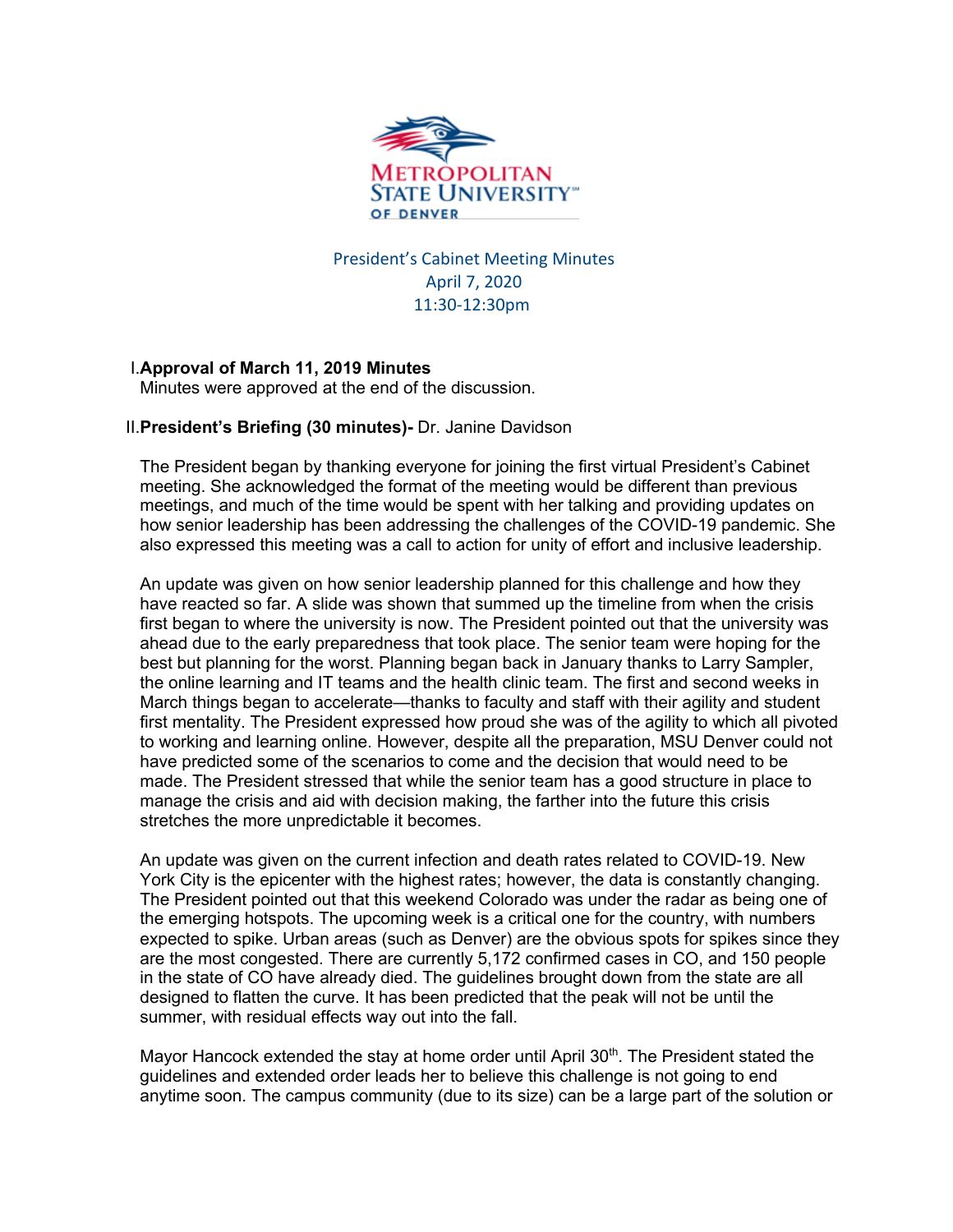# President's Cabinet Meeting Minutes

April 7, 2020
11:30-12:30pm

I. **Approval of March 11, 2019 Minutes**
Minutes were approved at the end of the discussion.

II. **President's Briefing (30 minutes)-** Dr. Janine Davidson

The President began by thanking everyone for joining the first virtual President's Cabinet meeting. She acknowledged the format of the meeting would be different than previous meetings, and much of the time would be spent with her talking and providing updates on how senior leadership has been addressing the challenges of the COVID-19 pandemic. She also expressed this meeting was a call to action for unity of effort and inclusive leadership.

An update was given on how senior leadership planned for this challenge and how they have reacted so far. A slide was shown that summed up the timeline from when the crisis first began to where the university is now. The President pointed out that the university was ahead due to the early preparedness that took place. The senior team were hoping for the best but planning for the worst. Planning began back in January thanks to Larry Sampler, the online learning and IT teams and the health clinic team. The first and second weeks in March things began to accelerate—thanks to faculty and staff with their agility and student first mentality. The President expressed how proud she was of the agility to which all pivoted to working and learning online. However, despite all the preparation, MSU Denver could not have predicted some of the scenarios to come and the decision that would need to be made. The President stressed that while the senior team has a good structure in place to manage the crisis and aid with decision making, the farther into the future this crisis stretches the more unpredictable it becomes.

An update was given on the current infection and death rates related to COVID-19. New York City is the epicenter with the highest rates; however, the data is constantly changing. The President pointed out that this weekend Colorado was under the radar as being one of the emerging hotspots. The upcoming week is a critical one for the country, with numbers expected to spike. Urban areas (such as Denver) are the obvious spots for spikes since they are the most congested. There are currently 5,172 confirmed cases in CO, and 150 people in the state of CO have already died. The guidelines brought down from the state are all designed to flatten the curve. It has been predicted that the peak will not be until the summer, with residual effects way out into the fall.

Mayor Hancock extended the stay at home order until April 30th. The President stated the guidelines and extended order leads her to believe this challenge is not going to end anytime soon. The campus community (due to its size) can be a large part of the solution or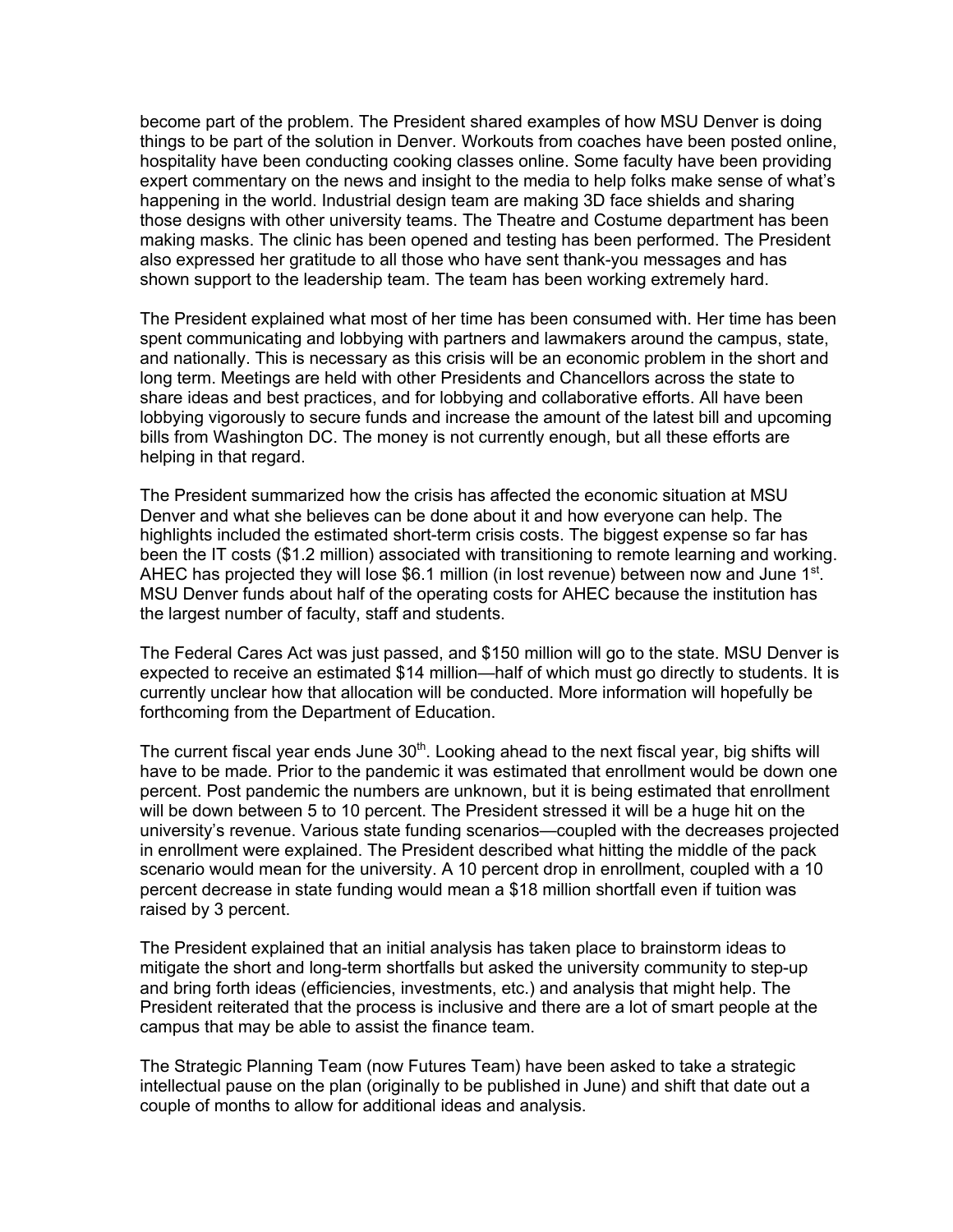become part of the problem. The President shared examples of how MSU Denver is doing things to be part of the solution in Denver. Workouts from coaches have been posted online, hospitality have been conducting cooking classes online. Some faculty have been providing expert commentary on the news and insight to the media to help folks make sense of what's happening in the world. Industrial design team are making 3D face shields and sharing those designs with other university teams. The Theatre and Costume department has been making masks. The clinic has been opened and testing has been performed. The President also expressed her gratitude to all those who have sent thank-you messages and has shown support to the leadership team. The team has been working extremely hard.

The President explained what most of her time has been consumed with. Her time has been spent communicating and lobbying with partners and lawmakers around the campus, state, and nationally. This is necessary as this crisis will be an economic problem in the short and long term. Meetings are held with other Presidents and Chancellors across the state to share ideas and best practices, and for lobbying and collaborative efforts. All have been lobbying vigorously to secure funds and increase the amount of the latest bill and upcoming bills from Washington DC. The money is not currently enough, but all these efforts are helping in that regard.

The President summarized how the crisis has affected the economic situation at MSU Denver and what she believes can be done about it and how everyone can help. The highlights included the estimated short-term crisis costs. The biggest expense so far has been the IT costs ($1.2 million) associated with transitioning to remote learning and working. AHEC has projected they will lose $6.1 million (in lost revenue) between now and June 1st. MSU Denver funds about half of the operating costs for AHEC because the institution has the largest number of faculty, staff and students.

The Federal Cares Act was just passed, and $150 million will go to the state. MSU Denver is expected to receive an estimated $14 million—half of which must go directly to students. It is currently unclear how that allocation will be conducted. More information will hopefully be forthcoming from the Department of Education.

The current fiscal year ends June 30th. Looking ahead to the next fiscal year, big shifts will have to be made. Prior to the pandemic it was estimated that enrollment would be down one percent. Post pandemic the numbers are unknown, but it is being estimated that enrollment will be down between 5 to 10 percent. The President stressed it will be a huge hit on the university's revenue. Various state funding scenarios—coupled with the decreases projected in enrollment were explained. The President described what hitting the middle of the pack scenario would mean for the university. A 10 percent drop in enrollment, coupled with a 10 percent decrease in state funding would mean a $18 million shortfall even if tuition was raised by 3 percent.

The President explained that an initial analysis has taken place to brainstorm ideas to mitigate the short and long-term shortfalls but asked the university community to step-up and bring forth ideas (efficiencies, investments, etc.) and analysis that might help. The President reiterated that the process is inclusive and there are a lot of smart people at the campus that may be able to assist the finance team.

The Strategic Planning Team (now Futures Team) have been asked to take a strategic intellectual pause on the plan (originally to be published in June) and shift that date out a couple of months to allow for additional ideas and analysis.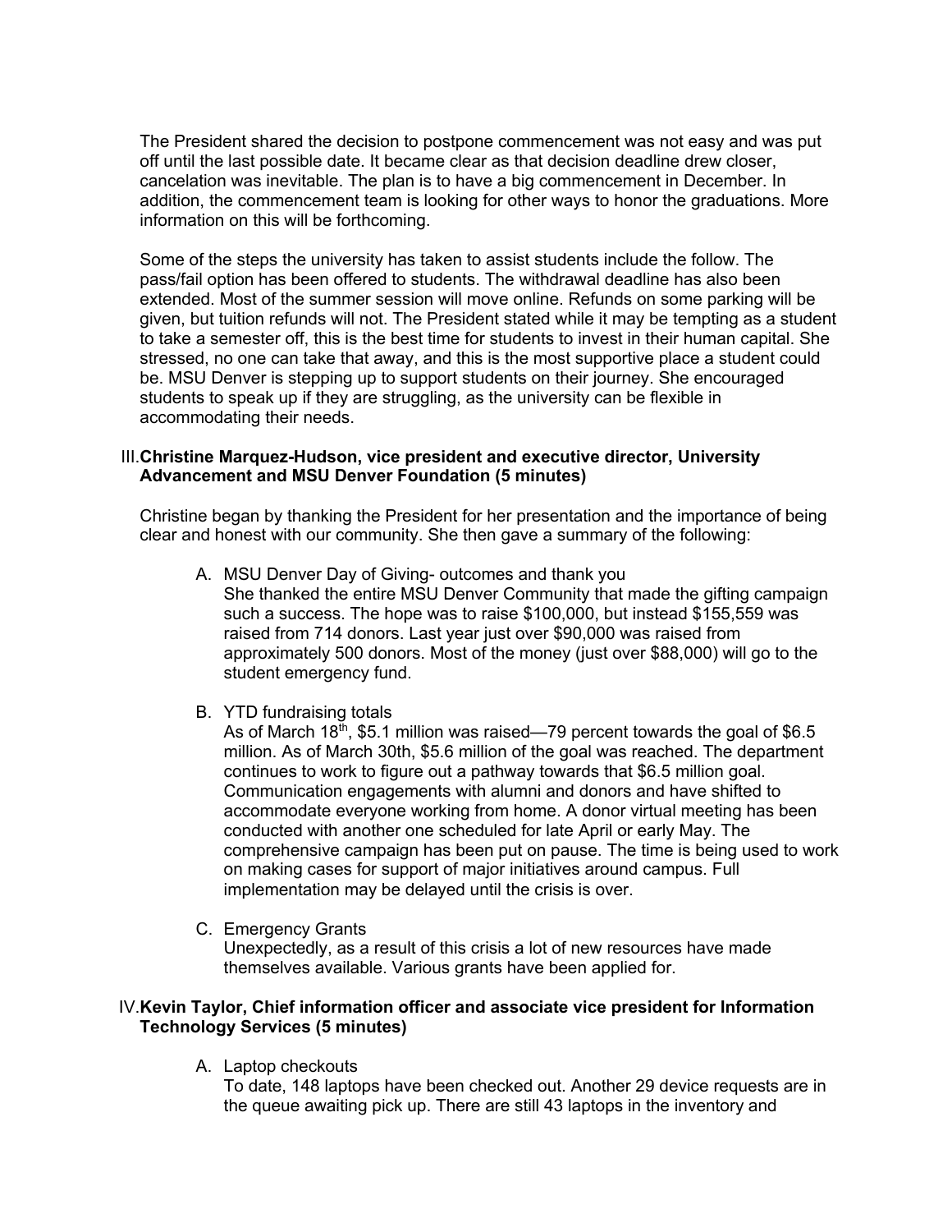The President shared the decision to postpone commencement was not easy and was put off until the last possible date. It became clear as that decision deadline drew closer, cancelation was inevitable. The plan is to have a big commencement in December. In addition, the commencement team is looking for other ways to honor the graduations. More information on this will be forthcoming.

Some of the steps the university has taken to assist students include the follow. The pass/fail option has been offered to students. The withdrawal deadline has also been extended. Most of the summer session will move online. Refunds on some parking will be given, but tuition refunds will not. The President stated while it may be tempting as a student to take a semester off, this is the best time for students to invest in their human capital. She stressed, no one can take that away, and this is the most supportive place a student could be. MSU Denver is stepping up to support students on their journey. She encouraged students to speak up if they are struggling, as the university can be flexible in accommodating their needs.

III. **Christine Marquez-Hudson, vice president and executive director, University Advancement and MSU Denver Foundation (5 minutes)**

Christine began by thanking the President for her presentation and the importance of being clear and honest with our community. She then gave a summary of the following:

A. MSU Denver Day of Giving- outcomes and thank you
   She thanked the entire MSU Denver Community that made the gifting campaign such a success. The hope was to raise $100,000, but instead $155,559 was raised from 714 donors. Last year just over $90,000 was raised from approximately 500 donors. Most of the money (just over $88,000) will go to the student emergency fund.

B. YTD fundraising totals
   As of March 18th, $5.1 million was raised—79 percent towards the goal of $6.5 million. As of March 30th, $5.6 million of the goal was reached. The department continues to work to figure out a pathway towards that $6.5 million goal. Communication engagements with alumni and donors and have shifted to accommodate everyone working from home. A donor virtual meeting has been conducted with another one scheduled for late April or early May. The comprehensive campaign has been put on pause. The time is being used to work on making cases for support of major initiatives around campus. Full implementation may be delayed until the crisis is over.

C. Emergency Grants
   Unexpectedly, as a result of this crisis a lot of new resources have made themselves available. Various grants have been applied for.

IV. **Kevin Taylor, Chief information officer and associate vice president for Information Technology Services (5 minutes)**

A. Laptop checkouts
   To date, 148 laptops have been checked out. Another 29 device requests are in the queue awaiting pick up. There are still 43 laptops in the inventory and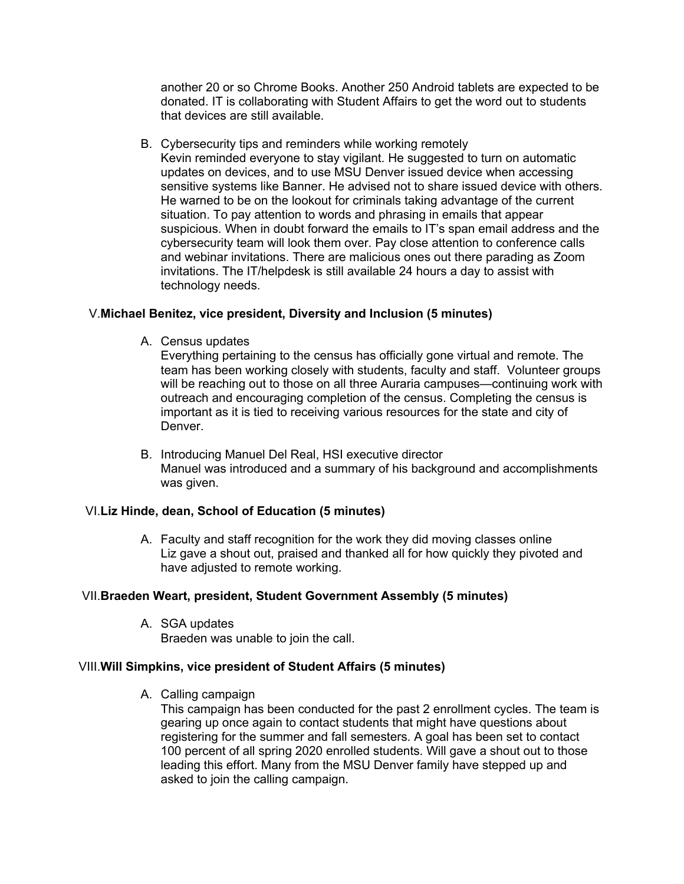another 20 or so Chrome Books. Another 250 Android tablets are expected to be donated. IT is collaborating with Student Affairs to get the word out to students that devices are still available.

B. Cybersecurity tips and reminders while working remotely
Kevin reminded everyone to stay vigilant. He suggested to turn on automatic updates on devices, and to use MSU Denver issued device when accessing sensitive systems like Banner. He advised not to share issued device with others. He warned to be on the lookout for criminals taking advantage of the current situation. To pay attention to words and phrasing in emails that appear suspicious. When in doubt forward the emails to IT's span email address and the cybersecurity team will look them over. Pay close attention to conference calls and webinar invitations. There are malicious ones out there parading as Zoom invitations. The IT/helpdesk is still available 24 hours a day to assist with technology needs.

V. **Michael Benitez, vice president, Diversity and Inclusion (5 minutes)**

A. Census updates
Everything pertaining to the census has officially gone virtual and remote. The team has been working closely with students, faculty and staff. Volunteer groups will be reaching out to those on all three Auraria campuses—continuing work with outreach and encouraging completion of the census. Completing the census is important as it is tied to receiving various resources for the state and city of Denver.

B. Introducing Manuel Del Real, HSI executive director
Manuel was introduced and a summary of his background and accomplishments was given.

VI. **Liz Hinde, dean, School of Education (5 minutes)**

A. Faculty and staff recognition for the work they did moving classes online
Liz gave a shout out, praised and thanked all for how quickly they pivoted and have adjusted to remote working.

VII. **Braeden Weart, president, Student Government Assembly (5 minutes)**

A. SGA updates
Braeden was unable to join the call.

VIII. **Will Simpkins, vice president of Student Affairs (5 minutes)**

A. Calling campaign
This campaign has been conducted for the past 2 enrollment cycles. The team is gearing up once again to contact students that might have questions about registering for the summer and fall semesters. A goal has been set to contact 100 percent of all spring 2020 enrolled students. Will gave a shout out to those leading this effort. Many from the MSU Denver family have stepped up and asked to join the calling campaign.